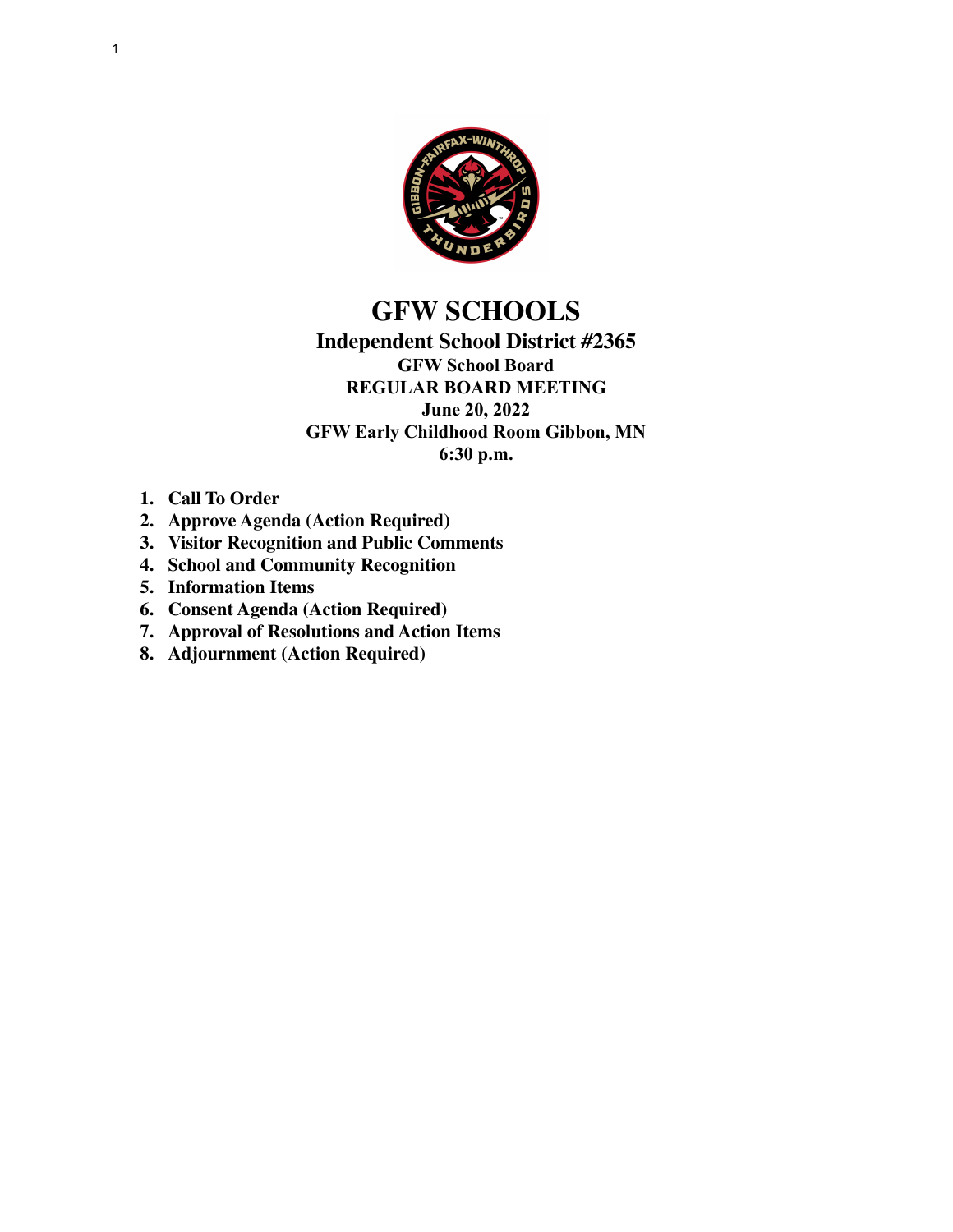# GFW SCHOOLS

## Independent School District #2365

**GFW School Board**
**REGULAR BOARD MEETING**
**June 20, 2022**
**GFW Early Childhood Room Gibbon, MN**
**6:30 p.m.**

1. **Call To Order**
2. **Approve Agenda (Action Required)**
3. **Visitor Recognition and Public Comments**
4. **School and Community Recognition**
5. **Information Items**
6. **Consent Agenda (Action Required)**
7. **Approval of Resolutions and Action Items**
8. **Adjournment (Action Required)**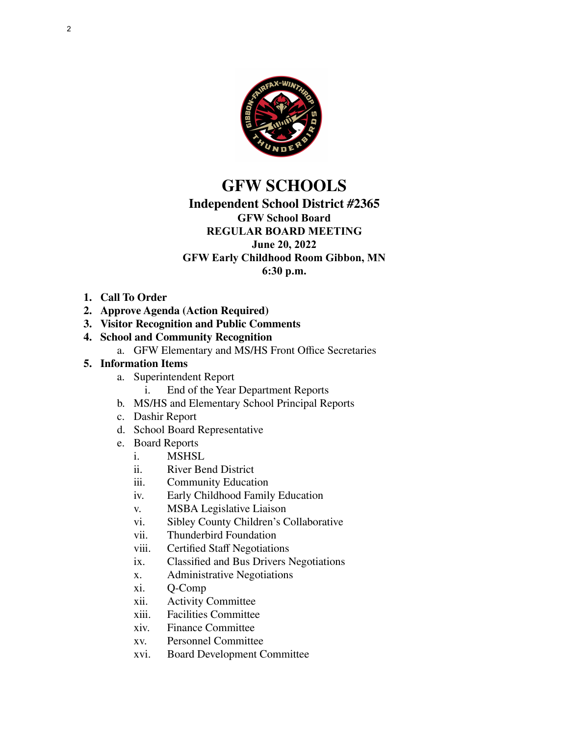# GFW SCHOOLS

## Independent School District #2365

### GFW School Board
### REGULAR BOARD MEETING
### June 20, 2022
### GFW Early Childhood Room Gibbon, MN
### 6:30 p.m.

1. **Call To Order**
2. **Approve Agenda (Action Required)**
3. **Visitor Recognition and Public Comments**
4. **School and Community Recognition**
   a. GFW Elementary and MS/HS Front Office Secretaries
5. **Information Items**
   a. Superintendent Report
      i. End of the Year Department Reports
   b. MS/HS and Elementary School Principal Reports
   c. Dashir Report
   d. School Board Representative
   e. Board Reports
      i. MSHSL
      ii. River Bend District
      iii. Community Education
      iv. Early Childhood Family Education
      v. MSBA Legislative Liaison
      vi. Sibley County Children's Collaborative
      vii. Thunderbird Foundation
      viii. Certified Staff Negotiations
      ix. Classified and Bus Drivers Negotiations
      x. Administrative Negotiations
      xi. Q-Comp
      xii. Activity Committee
      xiii. Facilities Committee
      xiv. Finance Committee
      xv. Personnel Committee
      xvi. Board Development Committee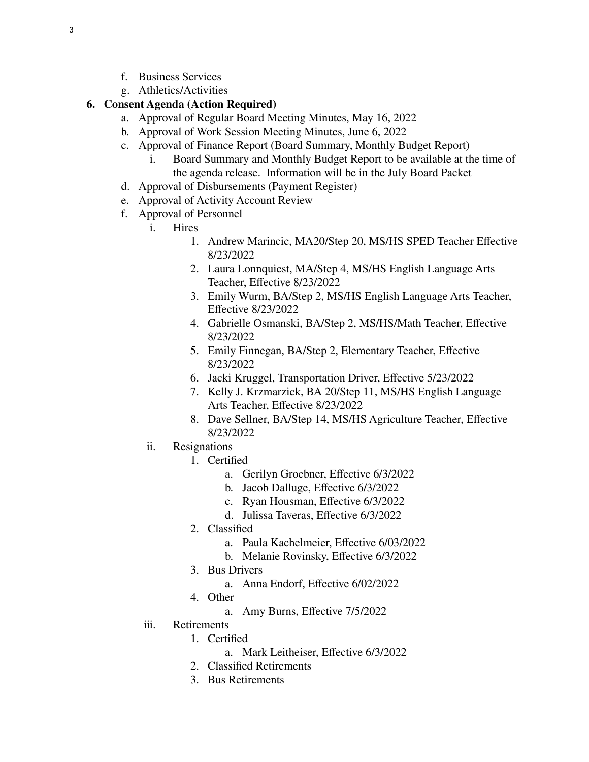f. Business Services
   g. Athletics/Activities

**6. Consent Agenda (Action Required)**

   a. Approval of Regular Board Meeting Minutes, May 16, 2022
   b. Approval of Work Session Meeting Minutes, June 6, 2022
   c. Approval of Finance Report (Board Summary, Monthly Budget Report)
      i. Board Summary and Monthly Budget Report to be available at the time of the agenda release. Information will be in the July Board Packet
   d. Approval of Disbursements (Payment Register)
   e. Approval of Activity Account Review
   f. Approval of Personnel
      i. Hires
         1. Andrew Marincic, MA20/Step 20, MS/HS SPED Teacher Effective 8/23/2022
         2. Laura Lonnquiest, MA/Step 4, MS/HS English Language Arts Teacher, Effective 8/23/2022
         3. Emily Wurm, BA/Step 2, MS/HS English Language Arts Teacher, Effective 8/23/2022
         4. Gabrielle Osmanski, BA/Step 2, MS/HS/Math Teacher, Effective 8/23/2022
         5. Emily Finnegan, BA/Step 2, Elementary Teacher, Effective 8/23/2022
         6. Jacki Kruggel, Transportation Driver, Effective 5/23/2022
         7. Kelly J. Krzmarzick, BA 20/Step 11, MS/HS English Language Arts Teacher, Effective 8/23/2022
         8. Dave Sellner, BA/Step 14, MS/HS Agriculture Teacher, Effective 8/23/2022
      ii. Resignations
         1. Certified
            a. Gerilyn Groebner, Effective 6/3/2022
            b. Jacob Dalluge, Effective 6/3/2022
            c. Ryan Housman, Effective 6/3/2022
            d. Julissa Taveras, Effective 6/3/2022
         2. Classified
            a. Paula Kachelmeier, Effective 6/03/2022
            b. Melanie Rovinsky, Effective 6/3/2022
         3. Bus Drivers
            a. Anna Endorf, Effective 6/02/2022
         4. Other
            a. Amy Burns, Effective 7/5/2022
      iii. Retirements
         1. Certified
            a. Mark Leitheiser, Effective 6/3/2022
         2. Classified Retirements
         3. Bus Retirements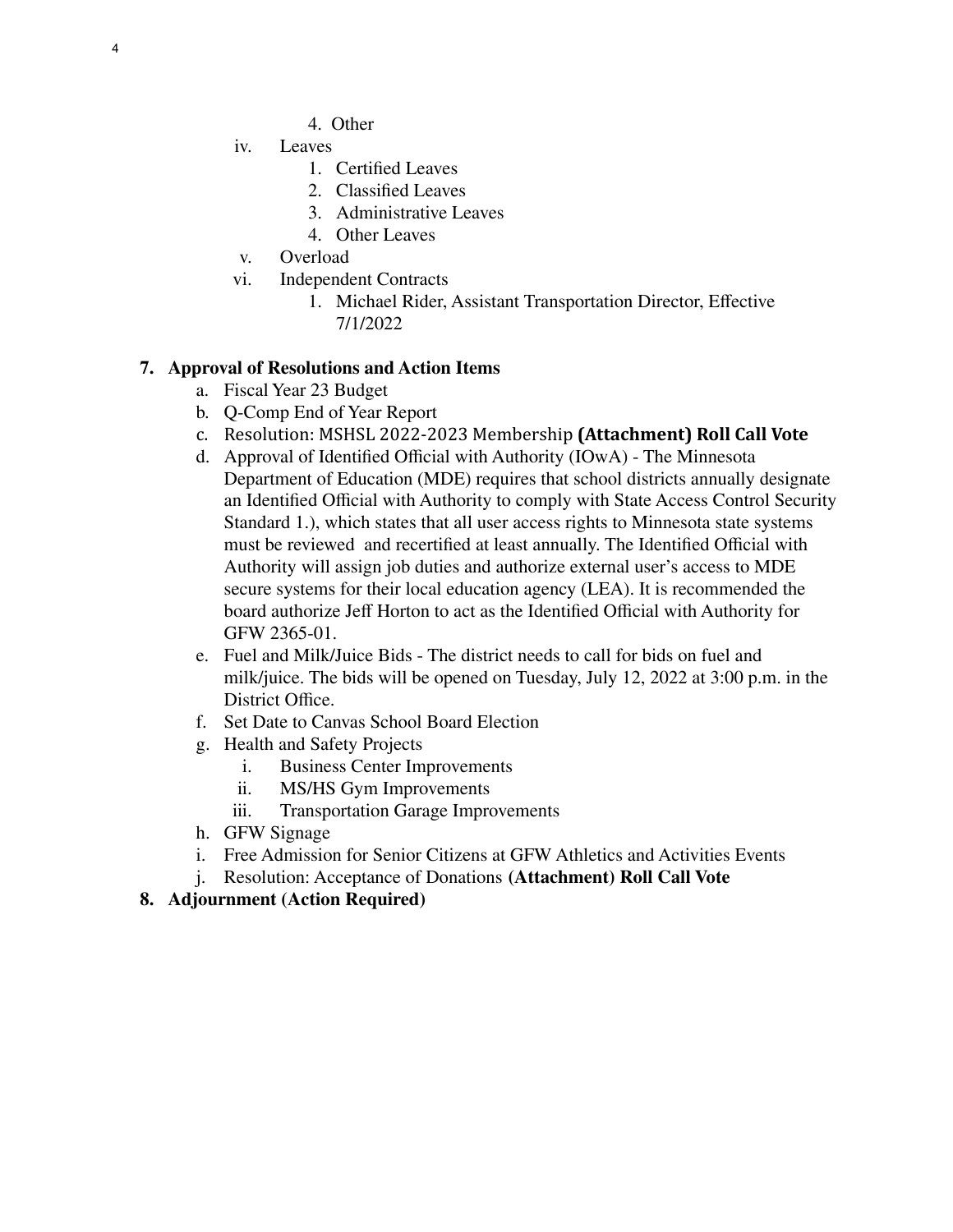4. Other

iv. Leaves
   1. Certified Leaves
   2. Classified Leaves
   3. Administrative Leaves
   4. Other Leaves

v. Overload

vi. Independent Contracts
   1. Michael Rider, Assistant Transportation Director, Effective 7/1/2022

**7. Approval of Resolutions and Action Items**

a. Fiscal Year 23 Budget

b. Q-Comp End of Year Report

c. Resolution: MSHSL 2022-2023 Membership **(Attachment) Roll Call Vote**

d. Approval of Identified Official with Authority (IOwA) - The Minnesota Department of Education (MDE) requires that school districts annually designate an Identified Official with Authority to comply with State Access Control Security Standard 1.), which states that all user access rights to Minnesota state systems must be reviewed and recertified at least annually. The Identified Official with Authority will assign job duties and authorize external user's access to MDE secure systems for their local education agency (LEA). It is recommended the board authorize Jeff Horton to act as the Identified Official with Authority for GFW 2365-01.

e. Fuel and Milk/Juice Bids - The district needs to call for bids on fuel and milk/juice. The bids will be opened on Tuesday, July 12, 2022 at 3:00 p.m. in the District Office.

f. Set Date to Canvas School Board Election

g. Health and Safety Projects
   i. Business Center Improvements
   ii. MS/HS Gym Improvements
   iii. Transportation Garage Improvements

h. GFW Signage

i. Free Admission for Senior Citizens at GFW Athletics and Activities Events

j. Resolution: Acceptance of Donations **(Attachment) Roll Call Vote**

**8. Adjournment (Action Required)**